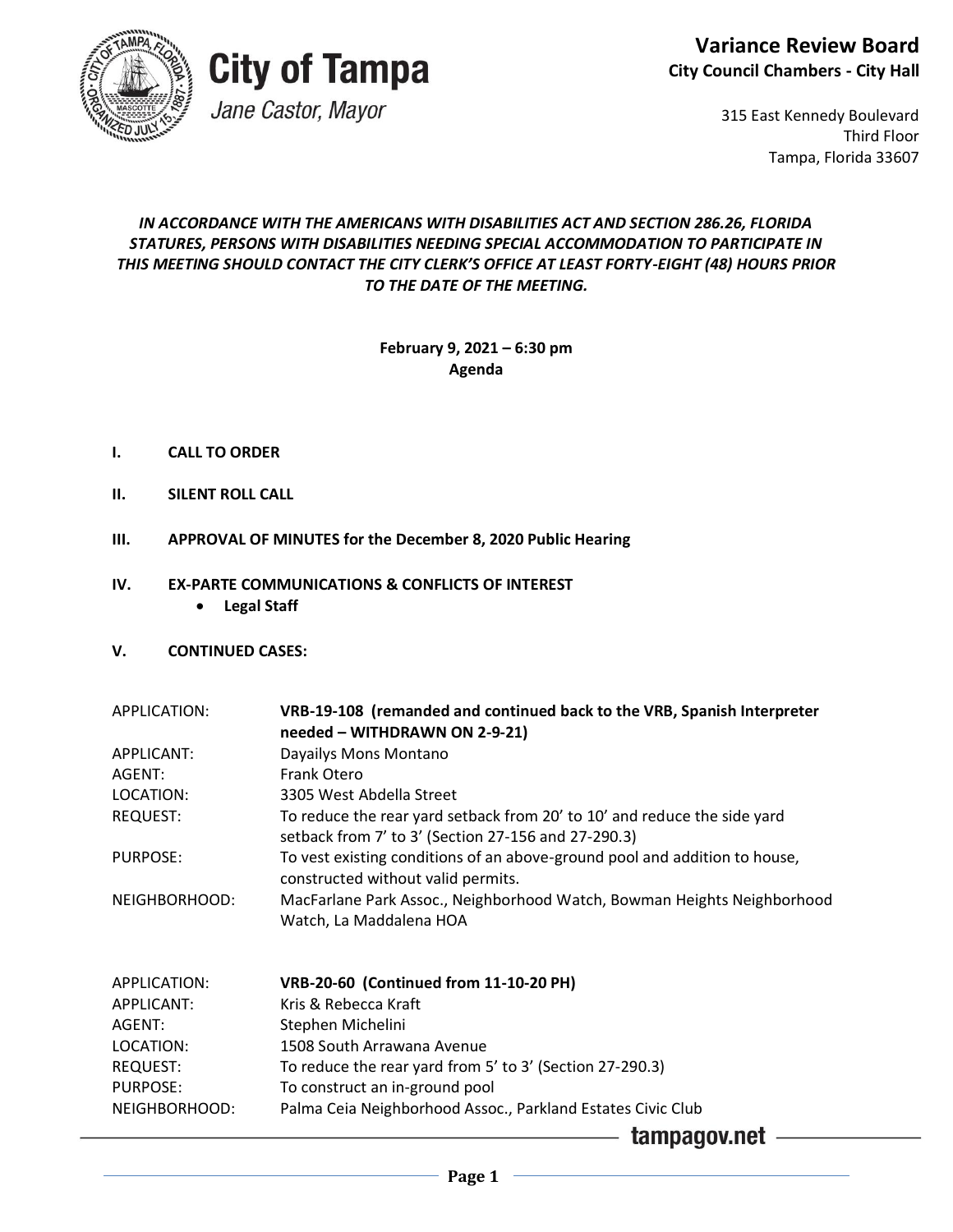**City of Tampa**
*Jane Castor, Mayor*

# Variance Review Board
**City Council Chambers - City Hall**

315 East Kennedy Boulevard
Third Floor
Tampa, Florida 33607

***IN ACCORDANCE WITH THE AMERICANS WITH DISABILITIES ACT AND SECTION 286.26, FLORIDA STATURES, PERSONS WITH DISABILITIES NEEDING SPECIAL ACCOMMODATION TO PARTICIPATE IN THIS MEETING SHOULD CONTACT THE CITY CLERK'S OFFICE AT LEAST FORTY-EIGHT (48) HOURS PRIOR TO THE DATE OF THE MEETING.***

**February 9, 2021 – 6:30 pm**
**Agenda**

**I. CALL TO ORDER**

**II. SILENT ROLL CALL**

**III. APPROVAL OF MINUTES for the December 8, 2020 Public Hearing**

**IV. EX-PARTE COMMUNICATIONS & CONFLICTS OF INTEREST**
- **Legal Staff**

**V. CONTINUED CASES:**

| | |
|---|---|
| APPLICATION: | **VRB-19-108 (remanded and continued back to the VRB, Spanish Interpreter needed – WITHDRAWN ON 2-9-21)** |
| APPLICANT: | Dayailys Mons Montano |
| AGENT: | Frank Otero |
| LOCATION: | 3305 West Abdella Street |
| REQUEST: | To reduce the rear yard setback from 20' to 10' and reduce the side yard setback from 7' to 3' (Section 27-156 and 27-290.3) |
| PURPOSE: | To vest existing conditions of an above-ground pool and addition to house, constructed without valid permits. |
| NEIGHBORHOOD: | MacFarlane Park Assoc., Neighborhood Watch, Bowman Heights Neighborhood Watch, La Maddalena HOA |

| | |
|---|---|
| APPLICATION: | **VRB-20-60 (Continued from 11-10-20 PH)** |
| APPLICANT: | Kris & Rebecca Kraft |
| AGENT: | Stephen Michelini |
| LOCATION: | 1508 South Arrawana Avenue |
| REQUEST: | To reduce the rear yard from 5' to 3' (Section 27-290.3) |
| PURPOSE: | To construct an in-ground pool |
| NEIGHBORHOOD: | Palma Ceia Neighborhood Assoc., Parkland Estates Civic Club |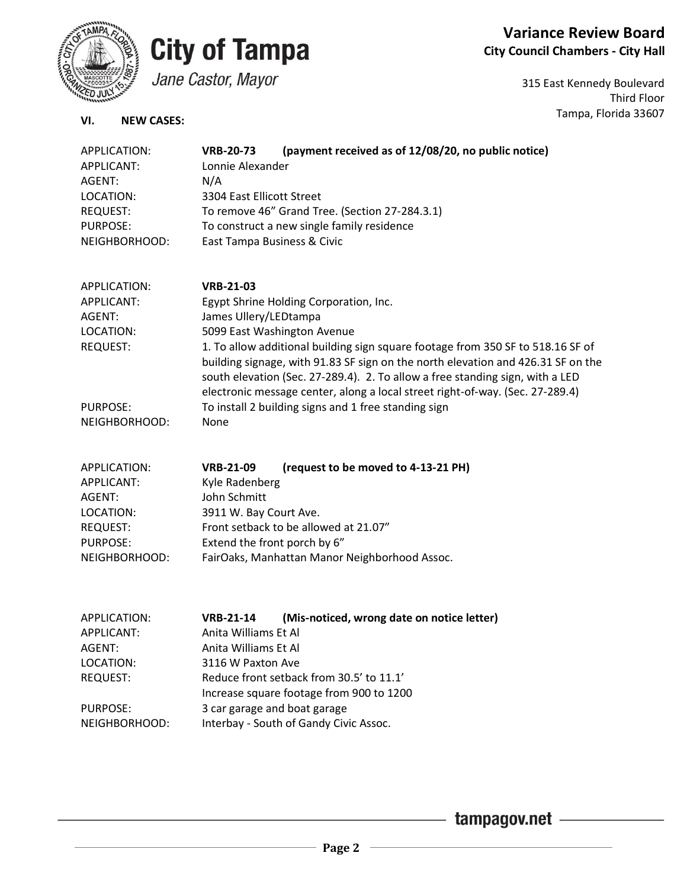# City of Tampa

*Jane Castor, Mayor*

**Variance Review Board**
**City Council Chambers - City Hall**

315 East Kennedy Boulevard
Third Floor
Tampa, Florida 33607

## VI. NEW CASES:

| | |
|---|---|
| APPLICATION: | **VRB-20-73 (payment received as of 12/08/20, no public notice)** |
| APPLICANT: | Lonnie Alexander |
| AGENT: | N/A |
| LOCATION: | 3304 East Ellicott Street |
| REQUEST: | To remove 46" Grand Tree. (Section 27-284.3.1) |
| PURPOSE: | To construct a new single family residence |
| NEIGHBORHOOD: | East Tampa Business & Civic |

| | |
|---|---|
| APPLICATION: | **VRB-21-03** |
| APPLICANT: | Egypt Shrine Holding Corporation, Inc. |
| AGENT: | James Ullery/LEDtampa |
| LOCATION: | 5099 East Washington Avenue |
| REQUEST: | 1. To allow additional building sign square footage from 350 SF to 518.16 SF of building signage, with 91.83 SF sign on the north elevation and 426.31 SF on the south elevation (Sec. 27-289.4). 2. To allow a free standing sign, with a LED electronic message center, along a local street right-of-way. (Sec. 27-289.4) |
| PURPOSE: | To install 2 building signs and 1 free standing sign |
| NEIGHBORHOOD: | None |

| | |
|---|---|
| APPLICATION: | **VRB-21-09 (request to be moved to 4-13-21 PH)** |
| APPLICANT: | Kyle Radenberg |
| AGENT: | John Schmitt |
| LOCATION: | 3911 W. Bay Court Ave. |
| REQUEST: | Front setback to be allowed at 21.07" |
| PURPOSE: | Extend the front porch by 6" |
| NEIGHBORHOOD: | FairOaks, Manhattan Manor Neighborhood Assoc. |

| | |
|---|---|
| APPLICATION: | **VRB-21-14 (Mis-noticed, wrong date on notice letter)** |
| APPLICANT: | Anita Williams Et Al |
| AGENT: | Anita Williams Et Al |
| LOCATION: | 3116 W Paxton Ave |
| REQUEST: | Reduce front setback from 30.5' to 11.1'<br>Increase square footage from 900 to 1200 |
| PURPOSE: | 3 car garage and boat garage |
| NEIGHBORHOOD: | Interbay - South of Gandy Civic Assoc. |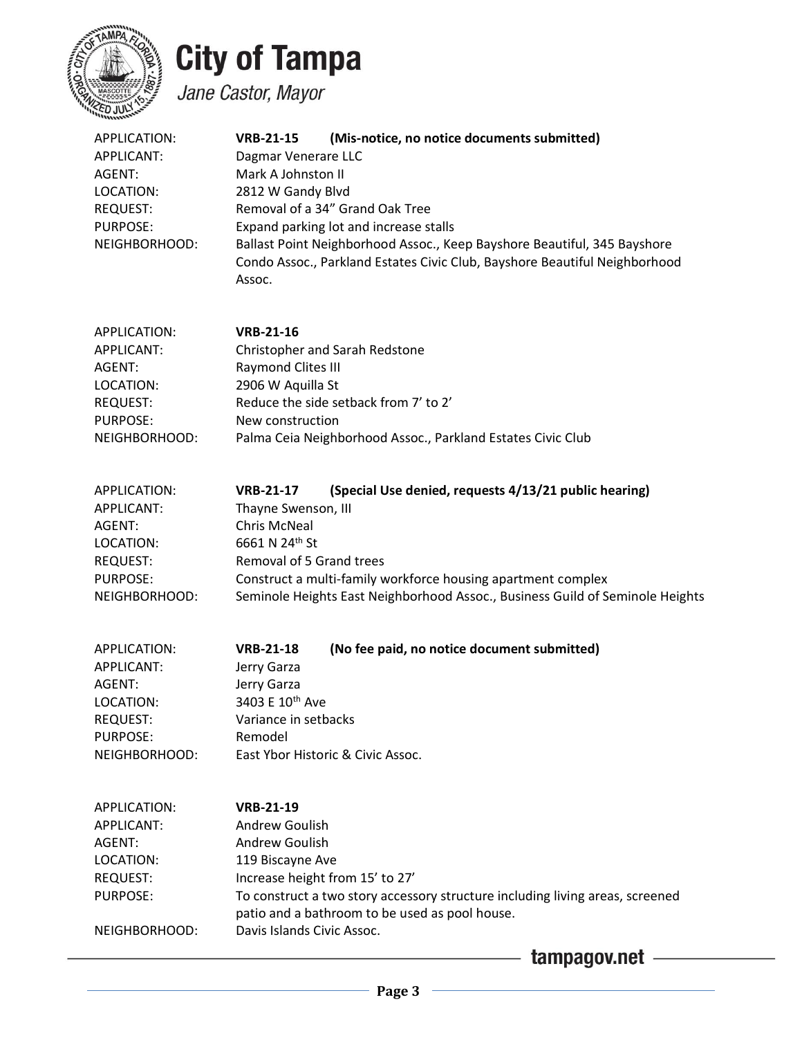# City of Tampa

*Jane Castor, Mayor*

| | |
|---|---|
| APPLICATION: | **VRB-21-15 (Mis-notice, no notice documents submitted)** |
| APPLICANT: | Dagmar Venerare LLC |
| AGENT: | Mark A Johnston II |
| LOCATION: | 2812 W Gandy Blvd |
| REQUEST: | Removal of a 34" Grand Oak Tree |
| PURPOSE: | Expand parking lot and increase stalls |
| NEIGHBORHOOD: | Ballast Point Neighborhood Assoc., Keep Bayshore Beautiful, 345 Bayshore Condo Assoc., Parkland Estates Civic Club, Bayshore Beautiful Neighborhood Assoc. |

| | |
|---|---|
| APPLICATION: | **VRB-21-16** |
| APPLICANT: | Christopher and Sarah Redstone |
| AGENT: | Raymond Clites III |
| LOCATION: | 2906 W Aquilla St |
| REQUEST: | Reduce the side setback from 7' to 2' |
| PURPOSE: | New construction |
| NEIGHBORHOOD: | Palma Ceia Neighborhood Assoc., Parkland Estates Civic Club |

| | |
|---|---|
| APPLICATION: | **VRB-21-17 (Special Use denied, requests 4/13/21 public hearing)** |
| APPLICANT: | Thayne Swenson, III |
| AGENT: | Chris McNeal |
| LOCATION: | 6661 N 24th St |
| REQUEST: | Removal of 5 Grand trees |
| PURPOSE: | Construct a multi-family workforce housing apartment complex |
| NEIGHBORHOOD: | Seminole Heights East Neighborhood Assoc., Business Guild of Seminole Heights |

| | |
|---|---|
| APPLICATION: | **VRB-21-18 (No fee paid, no notice document submitted)** |
| APPLICANT: | Jerry Garza |
| AGENT: | Jerry Garza |
| LOCATION: | 3403 E 10th Ave |
| REQUEST: | Variance in setbacks |
| PURPOSE: | Remodel |
| NEIGHBORHOOD: | East Ybor Historic & Civic Assoc. |

| | |
|---|---|
| APPLICATION: | **VRB-21-19** |
| APPLICANT: | Andrew Goulish |
| AGENT: | Andrew Goulish |
| LOCATION: | 119 Biscayne Ave |
| REQUEST: | Increase height from 15' to 27' |
| PURPOSE: | To construct a two story accessory structure including living areas, screened patio and a bathroom to be used as pool house. |
| NEIGHBORHOOD: | Davis Islands Civic Assoc. |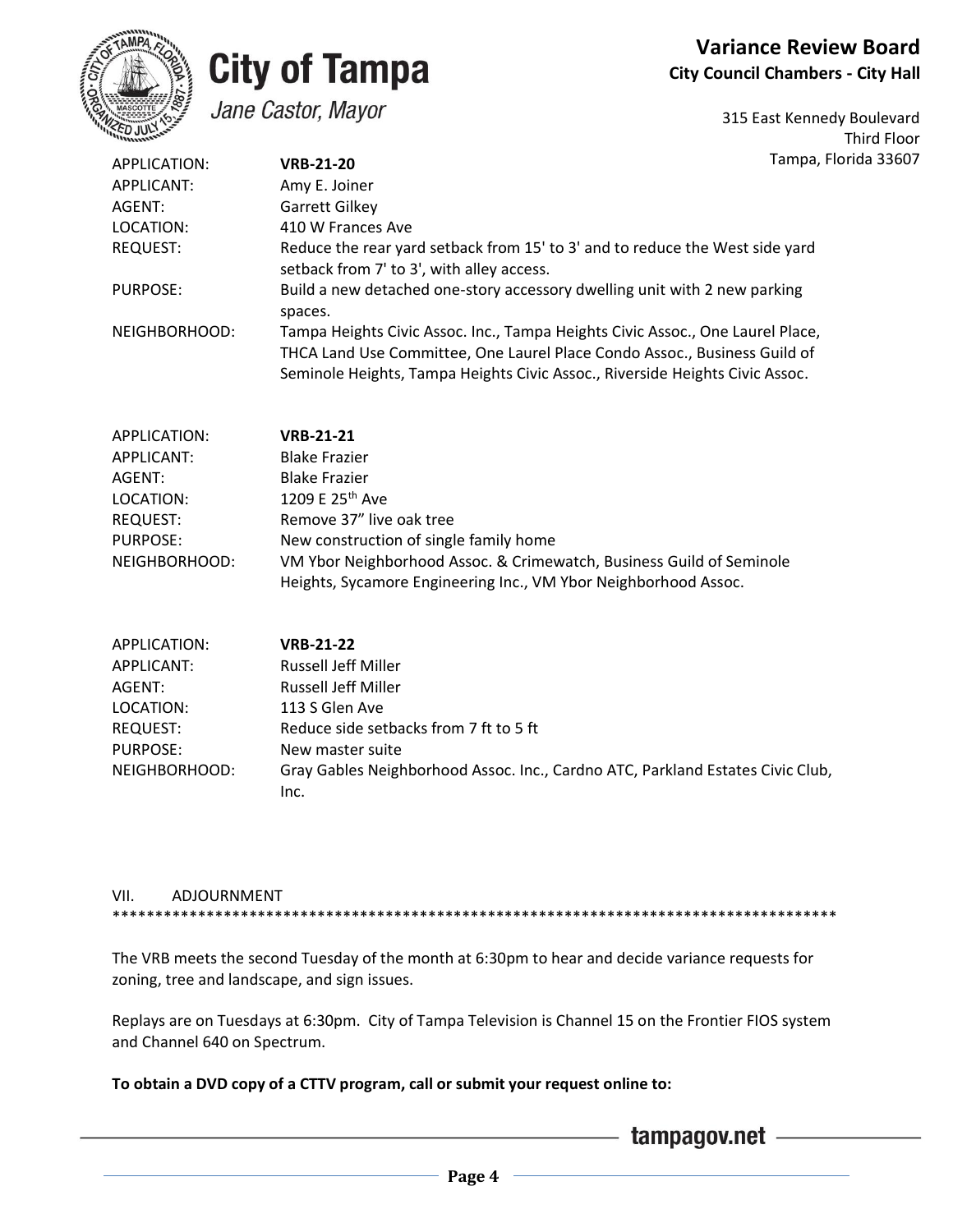| | |
|---|---|
| APPLICATION: | **VRB-21-20** |
| APPLICANT: | Amy E. Joiner |
| AGENT: | Garrett Gilkey |
| LOCATION: | 410 W Frances Ave |
| REQUEST: | Reduce the rear yard setback from 15' to 3' and to reduce the West side yard setback from 7' to 3', with alley access. |
| PURPOSE: | Build a new detached one-story accessory dwelling unit with 2 new parking spaces. |
| NEIGHBORHOOD: | Tampa Heights Civic Assoc. Inc., Tampa Heights Civic Assoc., One Laurel Place, THCA Land Use Committee, One Laurel Place Condo Assoc., Business Guild of Seminole Heights, Tampa Heights Civic Assoc., Riverside Heights Civic Assoc. |

| | |
|---|---|
| APPLICATION: | **VRB-21-21** |
| APPLICANT: | Blake Frazier |
| AGENT: | Blake Frazier |
| LOCATION: | 1209 E 25th Ave |
| REQUEST: | Remove 37" live oak tree |
| PURPOSE: | New construction of single family home |
| NEIGHBORHOOD: | VM Ybor Neighborhood Assoc. & Crimewatch, Business Guild of Seminole Heights, Sycamore Engineering Inc., VM Ybor Neighborhood Assoc. |

| | |
|---|---|
| APPLICATION: | **VRB-21-22** |
| APPLICANT: | Russell Jeff Miller |
| AGENT: | Russell Jeff Miller |
| LOCATION: | 113 S Glen Ave |
| REQUEST: | Reduce side setbacks from 7 ft to 5 ft |
| PURPOSE: | New master suite |
| NEIGHBORHOOD: | Gray Gables Neighborhood Assoc. Inc., Cardno ATC, Parkland Estates Civic Club, Inc. |

VII. ADJOURNMENT

****************************************************************************************

The VRB meets the second Tuesday of the month at 6:30pm to hear and decide variance requests for zoning, tree and landscape, and sign issues.

Replays are on Tuesdays at 6:30pm. City of Tampa Television is Channel 15 on the Frontier FIOS system and Channel 640 on Spectrum.

**To obtain a DVD copy of a CTTV program, call or submit your request online to:**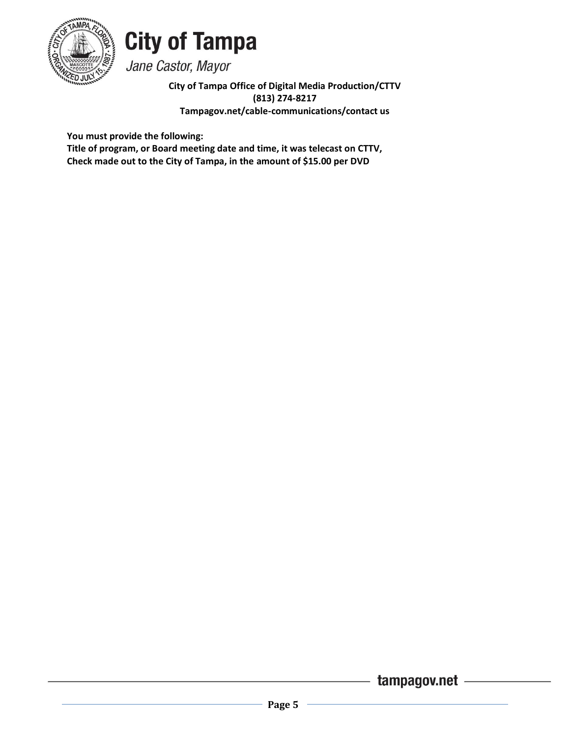# City of Tampa

*Jane Castor, Mayor*

**City of Tampa Office of Digital Media Production/CTTV**
**(813) 274-8217**
**Tampagov.net/cable-communications/contact us**

**You must provide the following:**
**Title of program, or Board meeting date and time, it was telecast on CTTV,**
**Check made out to the City of Tampa, in the amount of $15.00 per DVD**